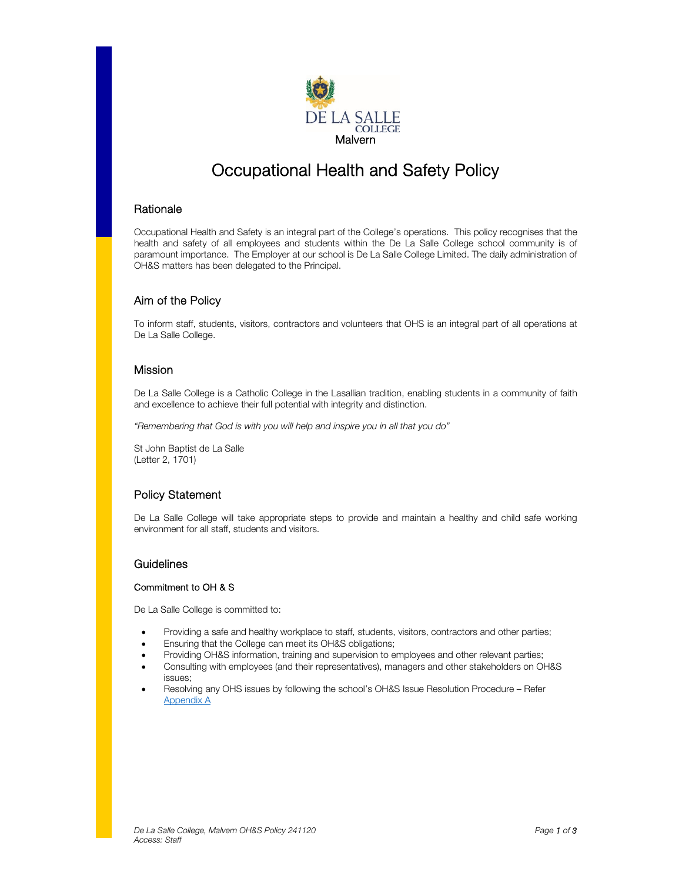DE LA SALLE COLLEGE
Malvern

# Occupational Health and Safety Policy

## Rationale

Occupational Health and Safety is an integral part of the College's operations. This policy recognises that the health and safety of all employees and students within the De La Salle College school community is of paramount importance. The Employer at our school is De La Salle College Limited. The daily administration of OH&S matters has been delegated to the Principal.

## Aim of the Policy

To inform staff, students, visitors, contractors and volunteers that OHS is an integral part of all operations at De La Salle College.

## Mission

De La Salle College is a Catholic College in the Lasallian tradition, enabling students in a community of faith and excellence to achieve their full potential with integrity and distinction.

*"Remembering that God is with you will help and inspire you in all that you do"*

St John Baptist de La Salle
(Letter 2, 1701)

## Policy Statement

De La Salle College will take appropriate steps to provide and maintain a healthy and child safe working environment for all staff, students and visitors.

## Guidelines

### Commitment to OH & S

De La Salle College is committed to:

- Providing a safe and healthy workplace to staff, students, visitors, contractors and other parties;
- Ensuring that the College can meet its OH&S obligations;
- Providing OH&S information, training and supervision to employees and other relevant parties;
- Consulting with employees (and their representatives), managers and other stakeholders on OH&S issues;
- Resolving any OHS issues by following the school's OH&S Issue Resolution Procedure – Refer Appendix A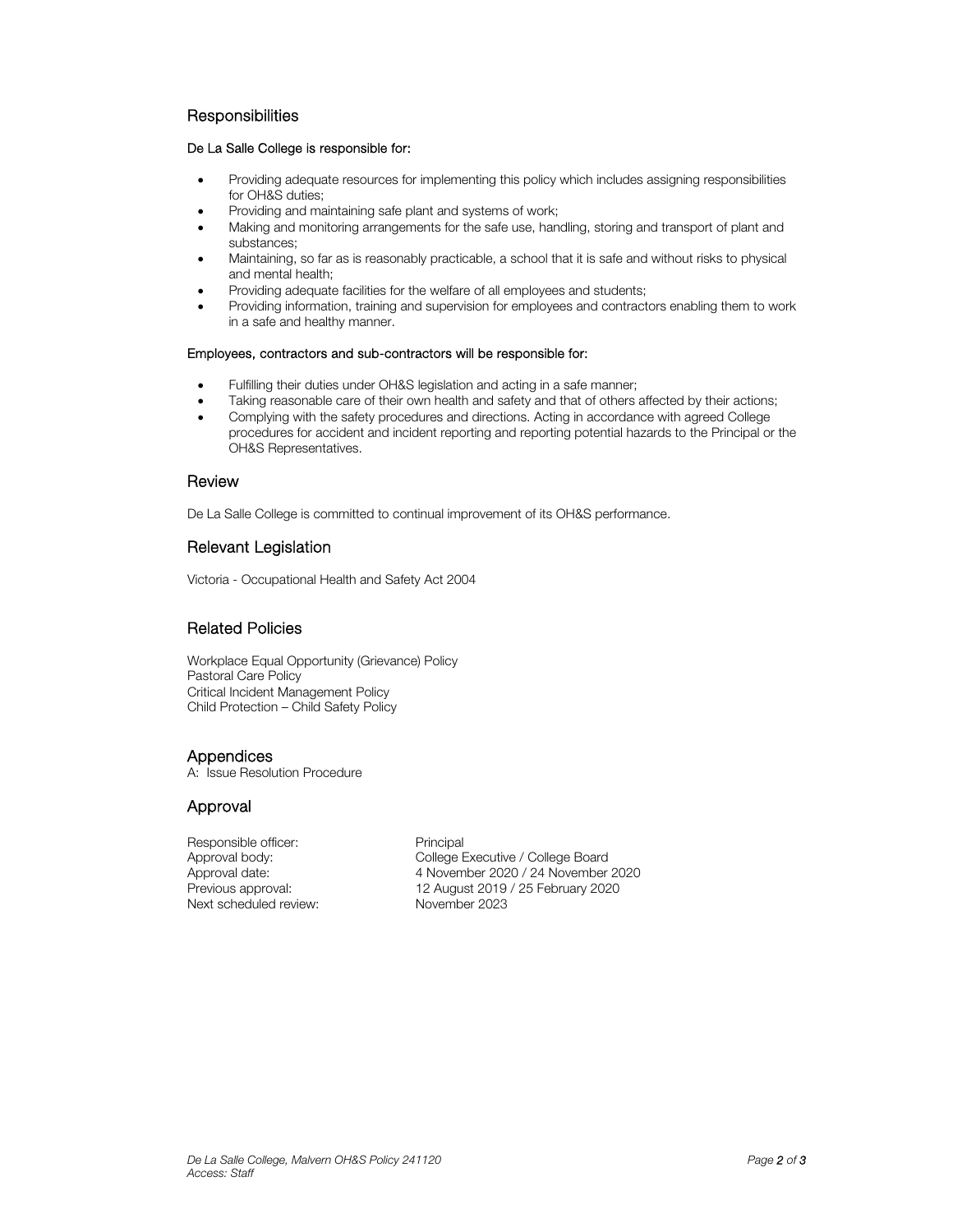## Responsibilities

**De La Salle College is responsible for:**

- Providing adequate resources for implementing this policy which includes assigning responsibilities for OH&S duties;
- Providing and maintaining safe plant and systems of work;
- Making and monitoring arrangements for the safe use, handling, storing and transport of plant and substances;
- Maintaining, so far as is reasonably practicable, a school that it is safe and without risks to physical and mental health;
- Providing adequate facilities for the welfare of all employees and students;
- Providing information, training and supervision for employees and contractors enabling them to work in a safe and healthy manner.

**Employees, contractors and sub-contractors will be responsible for:**

- Fulfilling their duties under OH&S legislation and acting in a safe manner;
- Taking reasonable care of their own health and safety and that of others affected by their actions;
- Complying with the safety procedures and directions. Acting in accordance with agreed College procedures for accident and incident reporting and reporting potential hazards to the Principal or the OH&S Representatives.

## Review

De La Salle College is committed to continual improvement of its OH&S performance.

## Relevant Legislation

Victoria - Occupational Health and Safety Act 2004

## Related Policies

Workplace Equal Opportunity (Grievance) Policy
Pastoral Care Policy
Critical Incident Management Policy
Child Protection – Child Safety Policy

## Appendices

A: Issue Resolution Procedure

## Approval

| | |
|---|---|
| Responsible officer: | Principal |
| Approval body: | College Executive / College Board |
| Approval date: | 4 November 2020 / 24 November 2020 |
| Previous approval: | 12 August 2019 / 25 February 2020 |
| Next scheduled review: | November 2023 |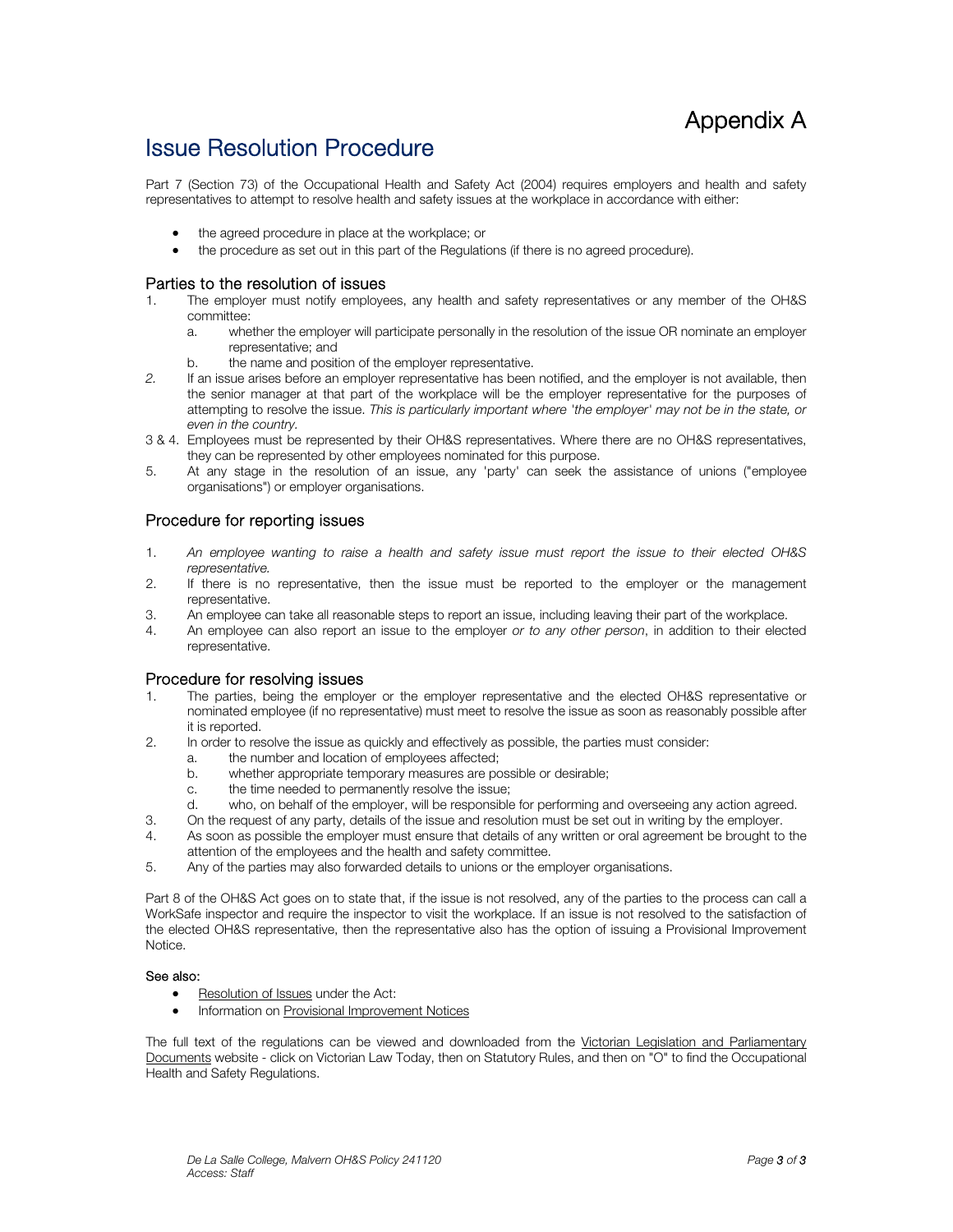# Appendix A

# Issue Resolution Procedure

Part 7 (Section 73) of the Occupational Health and Safety Act (2004) requires employers and health and safety representatives to attempt to resolve health and safety issues at the workplace in accordance with either:

- the agreed procedure in place at the workplace; or
- the procedure as set out in this part of the Regulations (if there is no agreed procedure).

## Parties to the resolution of issues

1. The employer must notify employees, any health and safety representatives or any member of the OH&S committee:
   a. whether the employer will participate personally in the resolution of the issue OR nominate an employer representative; and
   b. the name and position of the employer representative.
2. If an issue arises before an employer representative has been notified, and the employer is not available, then the senior manager at that part of the workplace will be the employer representative for the purposes of attempting to resolve the issue. *This is particularly important where 'the employer' may not be in the state, or even in the country.*

3 & 4. Employees must be represented by their OH&S representatives. Where there are no OH&S representatives, they can be represented by other employees nominated for this purpose.

5. At any stage in the resolution of an issue, any 'party' can seek the assistance of unions ("employee organisations") or employer organisations.

## Procedure for reporting issues

1. *An employee wanting to raise a health and safety issue must report the issue to their elected OH&S representative.*
2. If there is no representative, then the issue must be reported to the employer or the management representative.
3. An employee can take all reasonable steps to report an issue, including leaving their part of the workplace.
4. An employee can also report an issue to the employer *or to any other person*, in addition to their elected representative.

## Procedure for resolving issues

1. The parties, being the employer or the employer representative and the elected OH&S representative or nominated employee (if no representative) must meet to resolve the issue as soon as reasonably possible after it is reported.
2. In order to resolve the issue as quickly and effectively as possible, the parties must consider:
   a. the number and location of employees affected;
   b. whether appropriate temporary measures are possible or desirable;
   c. the time needed to permanently resolve the issue;
   d. who, on behalf of the employer, will be responsible for performing and overseeing any action agreed.
3. On the request of any party, details of the issue and resolution must be set out in writing by the employer.
4. As soon as possible the employer must ensure that details of any written or oral agreement be brought to the attention of the employees and the health and safety committee.
5. Any of the parties may also forwarded details to unions or the employer organisations.

Part 8 of the OH&S Act goes on to state that, if the issue is not resolved, any of the parties to the process can call a WorkSafe inspector and require the inspector to visit the workplace. If an issue is not resolved to the satisfaction of the elected OH&S representative, then the representative also has the option of issuing a Provisional Improvement Notice.

**See also:**

- Resolution of Issues under the Act:
- Information on Provisional Improvement Notices

The full text of the regulations can be viewed and downloaded from the Victorian Legislation and Parliamentary Documents website - click on Victorian Law Today, then on Statutory Rules, and then on "O" to find the Occupational Health and Safety Regulations.